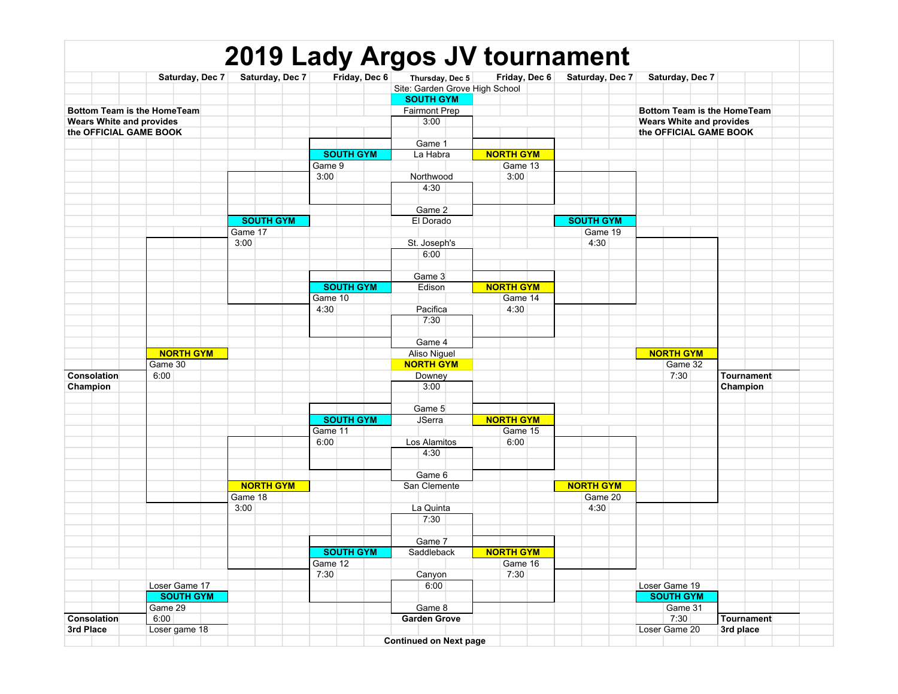# 2019 Lady Argos JV tournament

Site: Garden Grove High School

**Bottom Team is the HomeTeam Wears White and provides the OFFICIAL GAME BOOK**

## Thursday, Dec 5

| Game | Gym | Time | Away (Top) | Home (Bottom) |
|---|---|---|---|---|
| Game 1 | SOUTH GYM | 3:00 | Fairmont Prep | La Habra |
| Game 2 | SOUTH GYM | 4:30 | Northwood | El Dorado |
| Game 3 | SOUTH GYM | 6:00 | St. Joseph's | Edison |
| Game 4 | SOUTH GYM | 7:30 | Pacifica | Aliso Niguel |
| Game 5 | NORTH GYM | 3:00 | Downey | JSerra |
| Game 6 | NORTH GYM | 4:30 | Los Alamitos | San Clemente |
| Game 7 | NORTH GYM | 7:30 | La Quinta | Saddleback |
| Game 8 | NORTH GYM | 6:00 | Canyon | **Garden Grove** |

## Friday, Dec 6

| Game | Gym | Time |
|---|---|---|
| Game 9 | SOUTH GYM | 3:00 |
| Game 10 | SOUTH GYM | 4:30 |
| Game 11 | SOUTH GYM | 6:00 |
| Game 12 | SOUTH GYM | 7:30 |
| Game 13 | NORTH GYM | 3:00 |
| Game 14 | NORTH GYM | 4:30 |
| Game 15 | NORTH GYM | 6:00 |
| Game 16 | NORTH GYM | 7:30 |

## Saturday, Dec 7

| Game | Gym | Time | Notes |
|---|---|---|---|
| Game 17 | SOUTH GYM | 3:00 | |
| Game 18 | NORTH GYM | 3:00 | |
| Game 19 | SOUTH GYM | 4:30 | |
| Game 20 | NORTH GYM | 4:30 | |
| Game 29 | SOUTH GYM | 6:00 | Loser Game 17 vs Loser game 18 — **Consolation 3rd Place** |
| Game 30 | NORTH GYM | 6:00 | **Consolation Champion** |
| Game 31 | SOUTH GYM | 7:30 | Loser Game 19 vs Loser Game 20 — **Tournament 3rd place** |
| Game 32 | NORTH GYM | 7:30 | **Tournament Champion** |

**Continued on Next page**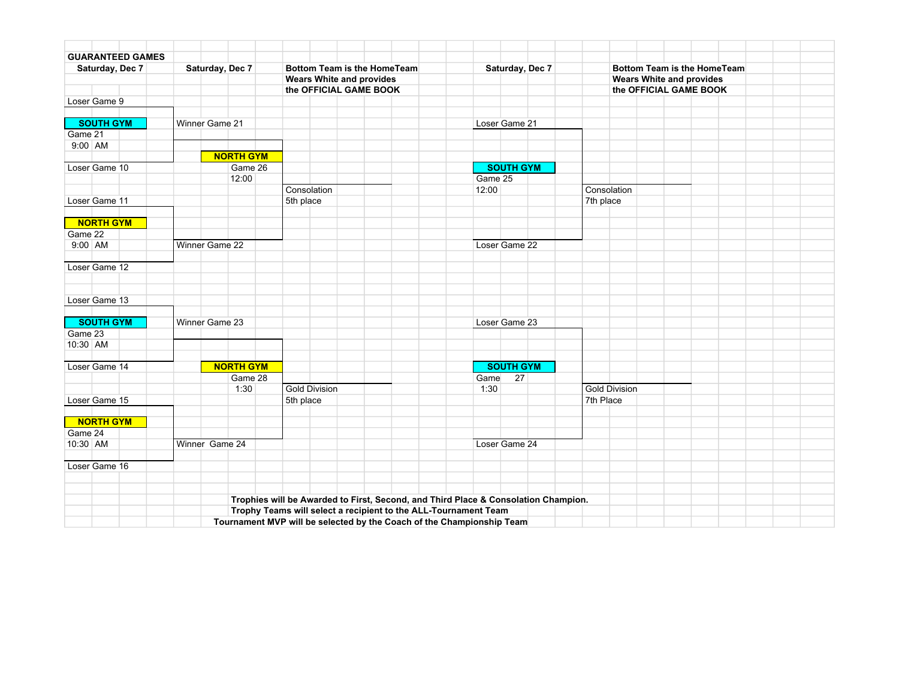**GUARANTEED GAMES**

**Saturday, Dec 7** | **Saturday, Dec 7** | **Bottom Team is the HomeTeam Wears White and provides the OFFICIAL GAME BOOK** | **Saturday, Dec 7** | **Bottom Team is the HomeTeam Wears White and provides the OFFICIAL GAME BOOK**

Loser Game 9

**SOUTH GYM**
Game 21
9:00 AM

Loser Game 10

Winner Game 21

**NORTH GYM**
Game 26
12:00

Consolation
5th place

Loser Game 11

**NORTH GYM**
Game 22
9:00 AM

Loser Game 12

Winner Game 22

Loser Game 21

**SOUTH GYM**
Game 25
12:00

Consolation
7th place

Loser Game 22

Loser Game 13

**SOUTH GYM**
Game 23
10:30 AM

Loser Game 14

Winner Game 23

**NORTH GYM**
Game 28
1:30

Gold Division
5th place

Loser Game 15

**NORTH GYM**
Game 24
10:30 AM

Loser Game 16

Winner Game 24

Loser Game 23

**SOUTH GYM**
Game 27
1:30

Gold Division
7th Place

Loser Game 24

**Trophies will be Awarded to First, Second, and Third Place & Consolation Champion.**
**Trophy Teams will select a recipient to the ALL-Tournament Team**
**Tournament MVP will be selected by the Coach of the Championship Team**